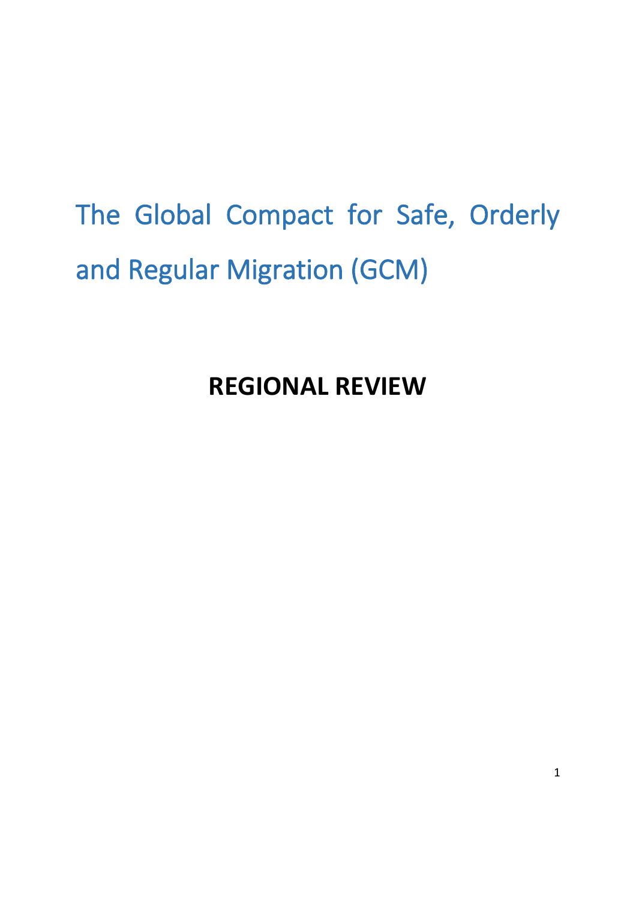# The Global Compact for Safe, Orderly and Regular Migration (GCM)

## REGIONAL REVIEW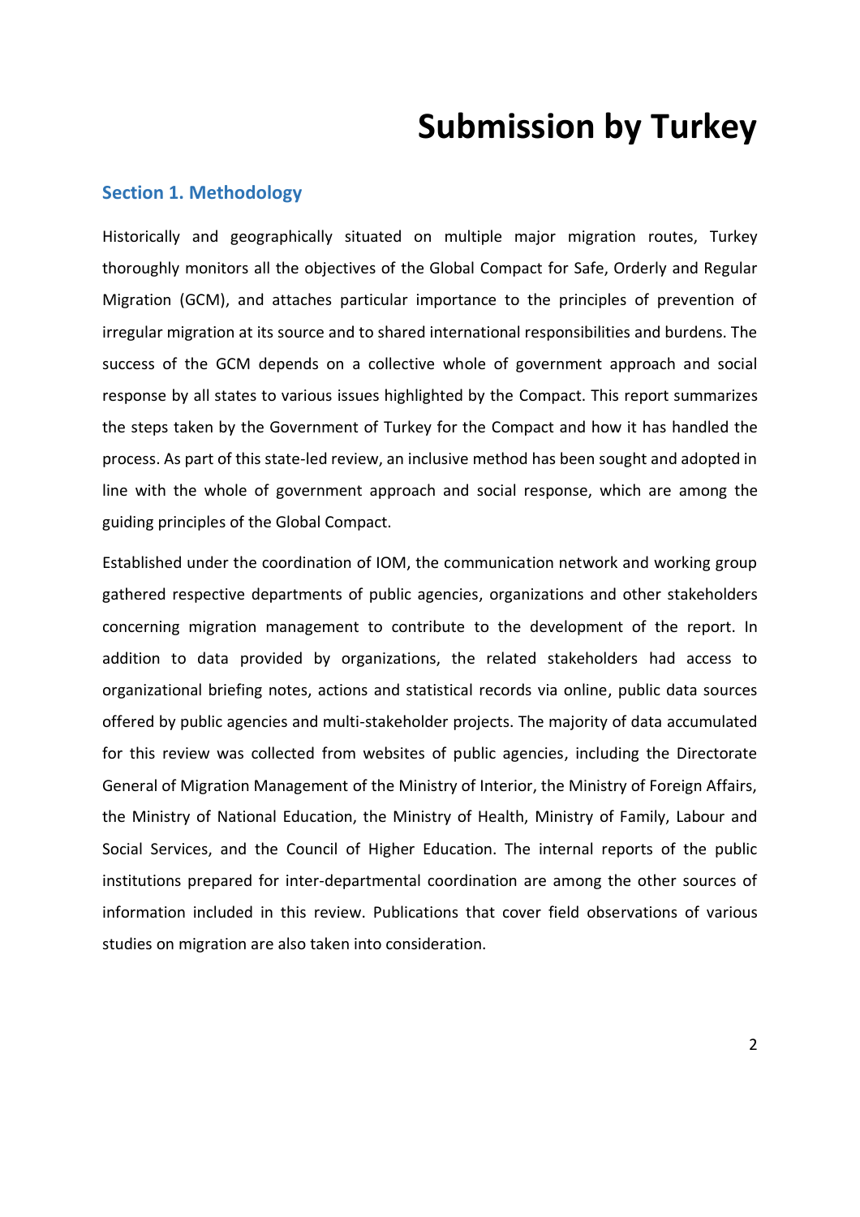# Submission by Turkey

## Section 1. Methodology

Historically and geographically situated on multiple major migration routes, Turkey thoroughly monitors all the objectives of the Global Compact for Safe, Orderly and Regular Migration (GCM), and attaches particular importance to the principles of prevention of irregular migration at its source and to shared international responsibilities and burdens. The success of the GCM depends on a collective whole of government approach and social response by all states to various issues highlighted by the Compact. This report summarizes the steps taken by the Government of Turkey for the Compact and how it has handled the process. As part of this state-led review, an inclusive method has been sought and adopted in line with the whole of government approach and social response, which are among the guiding principles of the Global Compact.

Established under the coordination of IOM, the communication network and working group gathered respective departments of public agencies, organizations and other stakeholders concerning migration management to contribute to the development of the report. In addition to data provided by organizations, the related stakeholders had access to organizational briefing notes, actions and statistical records via online, public data sources offered by public agencies and multi-stakeholder projects. The majority of data accumulated for this review was collected from websites of public agencies, including the Directorate General of Migration Management of the Ministry of Interior, the Ministry of Foreign Affairs, the Ministry of National Education, the Ministry of Health, Ministry of Family, Labour and Social Services, and the Council of Higher Education. The internal reports of the public institutions prepared for inter-departmental coordination are among the other sources of information included in this review. Publications that cover field observations of various studies on migration are also taken into consideration.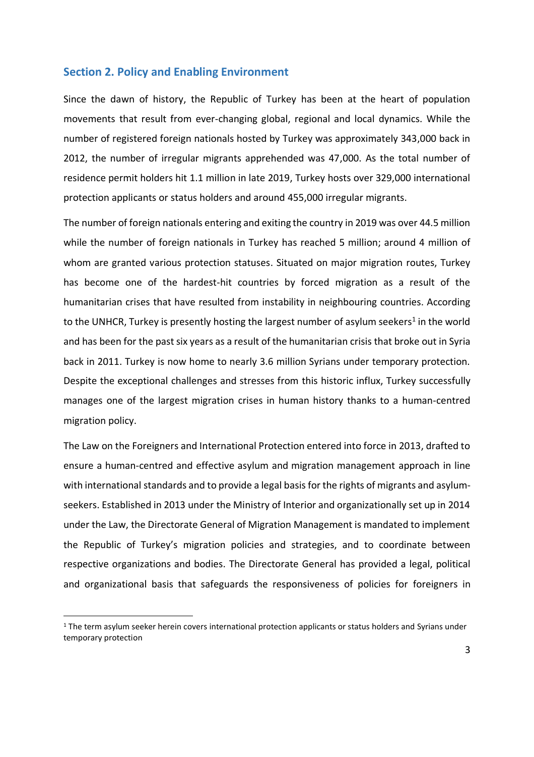## Section 2. Policy and Enabling Environment

Since the dawn of history, the Republic of Turkey has been at the heart of population movements that result from ever-changing global, regional and local dynamics. While the number of registered foreign nationals hosted by Turkey was approximately 343,000 back in 2012, the number of irregular migrants apprehended was 47,000. As the total number of residence permit holders hit 1.1 million in late 2019, Turkey hosts over 329,000 international protection applicants or status holders and around 455,000 irregular migrants.

The number of foreign nationals entering and exiting the country in 2019 was over 44.5 million while the number of foreign nationals in Turkey has reached 5 million; around 4 million of whom are granted various protection statuses. Situated on major migration routes, Turkey has become one of the hardest-hit countries by forced migration as a result of the humanitarian crises that have resulted from instability in neighbouring countries. According to the UNHCR, Turkey is presently hosting the largest number of asylum seekers[1] in the world and has been for the past six years as a result of the humanitarian crisis that broke out in Syria back in 2011. Turkey is now home to nearly 3.6 million Syrians under temporary protection. Despite the exceptional challenges and stresses from this historic influx, Turkey successfully manages one of the largest migration crises in human history thanks to a human-centred migration policy.

The Law on the Foreigners and International Protection entered into force in 2013, drafted to ensure a human-centred and effective asylum and migration management approach in line with international standards and to provide a legal basis for the rights of migrants and asylum-seekers. Established in 2013 under the Ministry of Interior and organizationally set up in 2014 under the Law, the Directorate General of Migration Management is mandated to implement the Republic of Turkey's migration policies and strategies, and to coordinate between respective organizations and bodies. The Directorate General has provided a legal, political and organizational basis that safeguards the responsiveness of policies for foreigners in

[1] The term asylum seeker herein covers international protection applicants or status holders and Syrians under temporary protection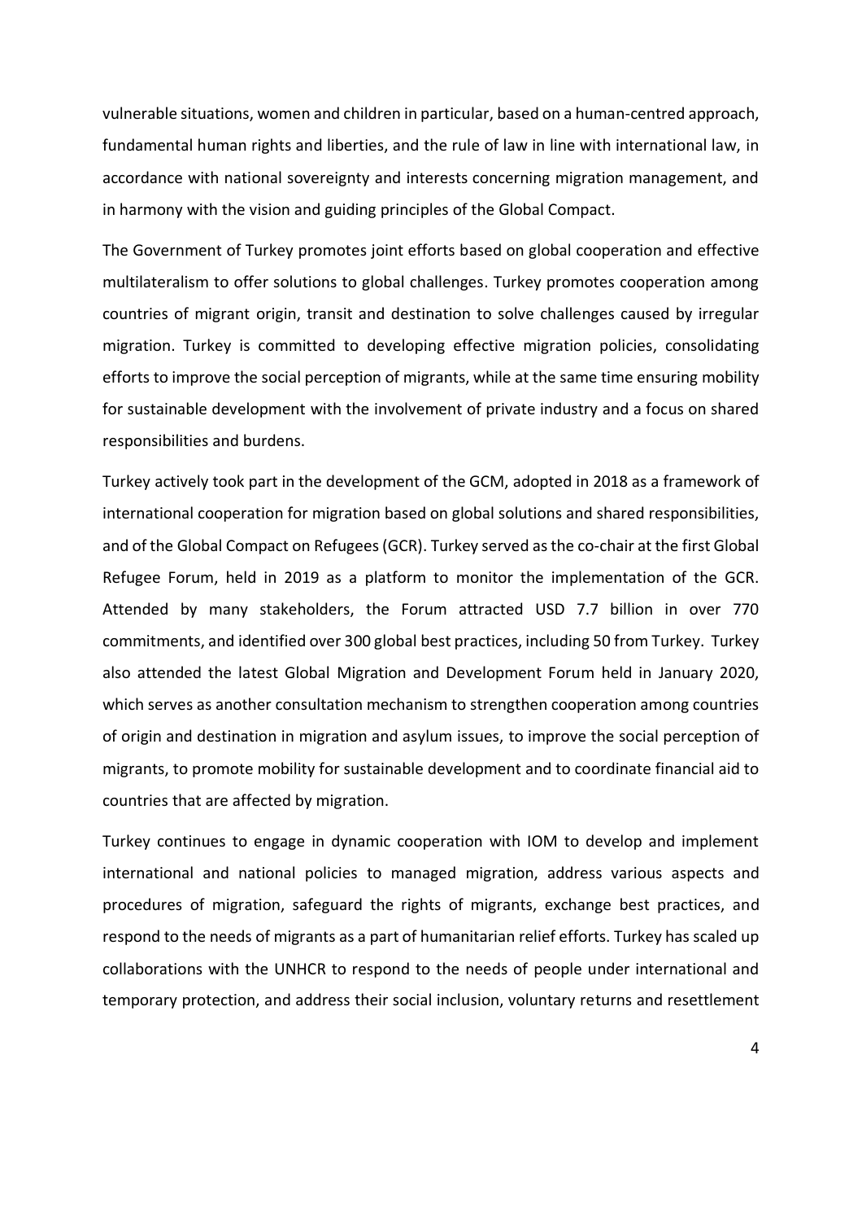vulnerable situations, women and children in particular, based on a human-centred approach, fundamental human rights and liberties, and the rule of law in line with international law, in accordance with national sovereignty and interests concerning migration management, and in harmony with the vision and guiding principles of the Global Compact.

The Government of Turkey promotes joint efforts based on global cooperation and effective multilateralism to offer solutions to global challenges. Turkey promotes cooperation among countries of migrant origin, transit and destination to solve challenges caused by irregular migration. Turkey is committed to developing effective migration policies, consolidating efforts to improve the social perception of migrants, while at the same time ensuring mobility for sustainable development with the involvement of private industry and a focus on shared responsibilities and burdens.

Turkey actively took part in the development of the GCM, adopted in 2018 as a framework of international cooperation for migration based on global solutions and shared responsibilities, and of the Global Compact on Refugees (GCR). Turkey served as the co-chair at the first Global Refugee Forum, held in 2019 as a platform to monitor the implementation of the GCR. Attended by many stakeholders, the Forum attracted USD 7.7 billion in over 770 commitments, and identified over 300 global best practices, including 50 from Turkey. Turkey also attended the latest Global Migration and Development Forum held in January 2020, which serves as another consultation mechanism to strengthen cooperation among countries of origin and destination in migration and asylum issues, to improve the social perception of migrants, to promote mobility for sustainable development and to coordinate financial aid to countries that are affected by migration.

Turkey continues to engage in dynamic cooperation with IOM to develop and implement international and national policies to managed migration, address various aspects and procedures of migration, safeguard the rights of migrants, exchange best practices, and respond to the needs of migrants as a part of humanitarian relief efforts. Turkey has scaled up collaborations with the UNHCR to respond to the needs of people under international and temporary protection, and address their social inclusion, voluntary returns and resettlement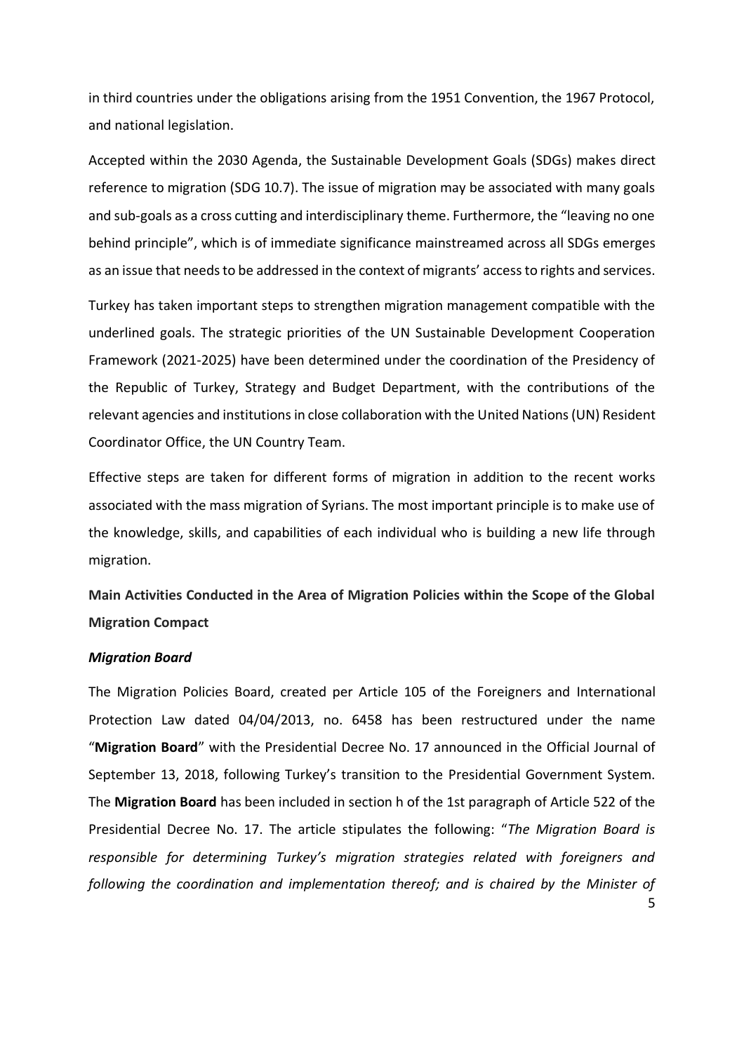in third countries under the obligations arising from the 1951 Convention, the 1967 Protocol, and national legislation.

Accepted within the 2030 Agenda, the Sustainable Development Goals (SDGs) makes direct reference to migration (SDG 10.7). The issue of migration may be associated with many goals and sub-goals as a cross cutting and interdisciplinary theme. Furthermore, the "leaving no one behind principle", which is of immediate significance mainstreamed across all SDGs emerges as an issue that needs to be addressed in the context of migrants' access to rights and services.

Turkey has taken important steps to strengthen migration management compatible with the underlined goals. The strategic priorities of the UN Sustainable Development Cooperation Framework (2021-2025) have been determined under the coordination of the Presidency of the Republic of Turkey, Strategy and Budget Department, with the contributions of the relevant agencies and institutions in close collaboration with the United Nations (UN) Resident Coordinator Office, the UN Country Team.

Effective steps are taken for different forms of migration in addition to the recent works associated with the mass migration of Syrians. The most important principle is to make use of the knowledge, skills, and capabilities of each individual who is building a new life through migration.

**Main Activities Conducted in the Area of Migration Policies within the Scope of the Global Migration Compact**

***Migration Board***

The Migration Policies Board, created per Article 105 of the Foreigners and International Protection Law dated 04/04/2013, no. 6458 has been restructured under the name "**Migration Board**" with the Presidential Decree No. 17 announced in the Official Journal of September 13, 2018, following Turkey's transition to the Presidential Government System. The **Migration Board** has been included in section h of the 1st paragraph of Article 522 of the Presidential Decree No. 17. The article stipulates the following: "*The Migration Board is responsible for determining Turkey's migration strategies related with foreigners and following the coordination and implementation thereof; and is chaired by the Minister of*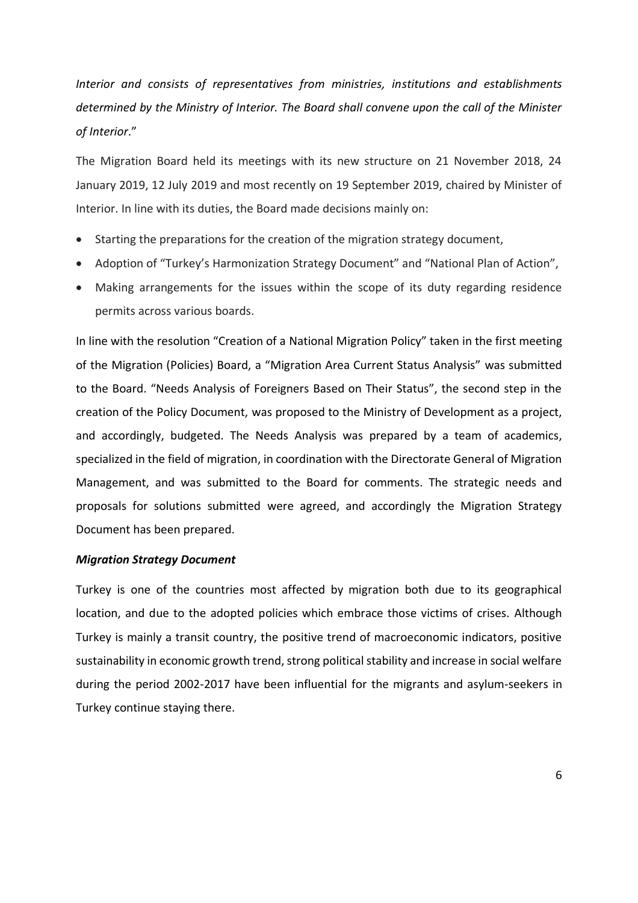*Interior and consists of representatives from ministries, institutions and establishments determined by the Ministry of Interior. The Board shall convene upon the call of the Minister of Interior*."

The Migration Board held its meetings with its new structure on 21 November 2018, 24 January 2019, 12 July 2019 and most recently on 19 September 2019, chaired by Minister of Interior. In line with its duties, the Board made decisions mainly on:

- Starting the preparations for the creation of the migration strategy document,
- Adoption of "Turkey's Harmonization Strategy Document" and "National Plan of Action",
- Making arrangements for the issues within the scope of its duty regarding residence permits across various boards.

In line with the resolution "Creation of a National Migration Policy" taken in the first meeting of the Migration (Policies) Board, a "Migration Area Current Status Analysis" was submitted to the Board. "Needs Analysis of Foreigners Based on Their Status", the second step in the creation of the Policy Document, was proposed to the Ministry of Development as a project, and accordingly, budgeted. The Needs Analysis was prepared by a team of academics, specialized in the field of migration, in coordination with the Directorate General of Migration Management, and was submitted to the Board for comments. The strategic needs and proposals for solutions submitted were agreed, and accordingly the Migration Strategy Document has been prepared.

***Migration Strategy Document***

Turkey is one of the countries most affected by migration both due to its geographical location, and due to the adopted policies which embrace those victims of crises. Although Turkey is mainly a transit country, the positive trend of macroeconomic indicators, positive sustainability in economic growth trend, strong political stability and increase in social welfare during the period 2002-2017 have been influential for the migrants and asylum-seekers in Turkey continue staying there.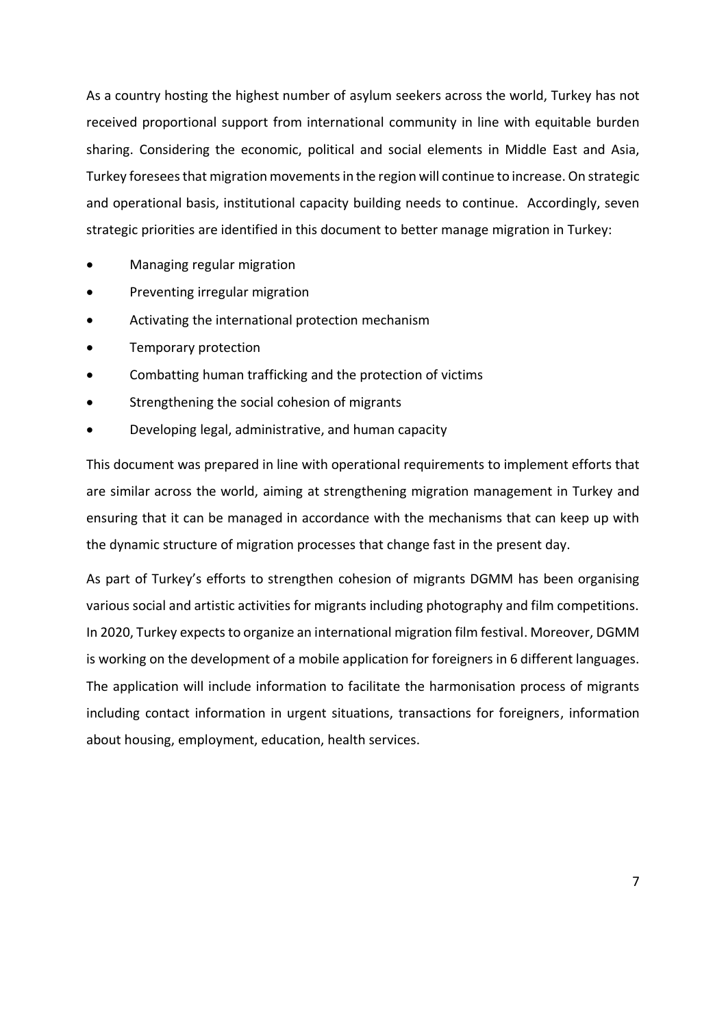As a country hosting the highest number of asylum seekers across the world, Turkey has not received proportional support from international community in line with equitable burden sharing. Considering the economic, political and social elements in Middle East and Asia, Turkey foresees that migration movements in the region will continue to increase. On strategic and operational basis, institutional capacity building needs to continue. Accordingly, seven strategic priorities are identified in this document to better manage migration in Turkey:

- Managing regular migration
- Preventing irregular migration
- Activating the international protection mechanism
- Temporary protection
- Combatting human trafficking and the protection of victims
- Strengthening the social cohesion of migrants
- Developing legal, administrative, and human capacity

This document was prepared in line with operational requirements to implement efforts that are similar across the world, aiming at strengthening migration management in Turkey and ensuring that it can be managed in accordance with the mechanisms that can keep up with the dynamic structure of migration processes that change fast in the present day.

As part of Turkey's efforts to strengthen cohesion of migrants DGMM has been organising various social and artistic activities for migrants including photography and film competitions. In 2020, Turkey expects to organize an international migration film festival. Moreover, DGMM is working on the development of a mobile application for foreigners in 6 different languages. The application will include information to facilitate the harmonisation process of migrants including contact information in urgent situations, transactions for foreigners, information about housing, employment, education, health services.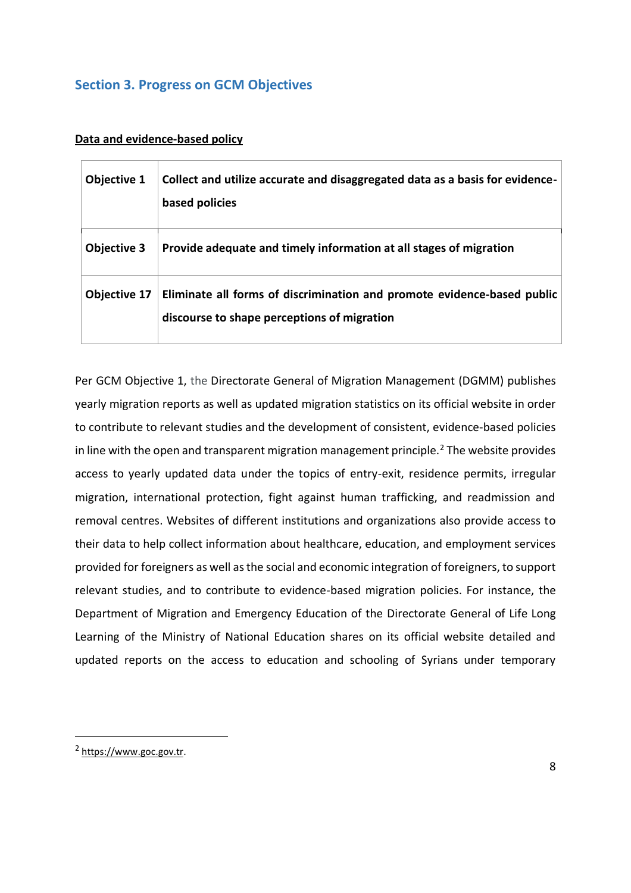## Section 3. Progress on GCM Objectives

**Data and evidence-based policy**

| | |
|---|---|
| **Objective 1** | **Collect and utilize accurate and disaggregated data as a basis for evidence-based policies** |
| **Objective 3** | **Provide adequate and timely information at all stages of migration** |
| **Objective 17** | **Eliminate all forms of discrimination and promote evidence-based public discourse to shape perceptions of migration** |

Per GCM Objective 1, the Directorate General of Migration Management (DGMM) publishes yearly migration reports as well as updated migration statistics on its official website in order to contribute to relevant studies and the development of consistent, evidence-based policies in line with the open and transparent migration management principle.[2] The website provides access to yearly updated data under the topics of entry-exit, residence permits, irregular migration, international protection, fight against human trafficking, and readmission and removal centres. Websites of different institutions and organizations also provide access to their data to help collect information about healthcare, education, and employment services provided for foreigners as well as the social and economic integration of foreigners, to support relevant studies, and to contribute to evidence-based migration policies. For instance, the Department of Migration and Emergency Education of the Directorate General of Life Long Learning of the Ministry of National Education shares on its official website detailed and updated reports on the access to education and schooling of Syrians under temporary

[2] https://www.goc.gov.tr.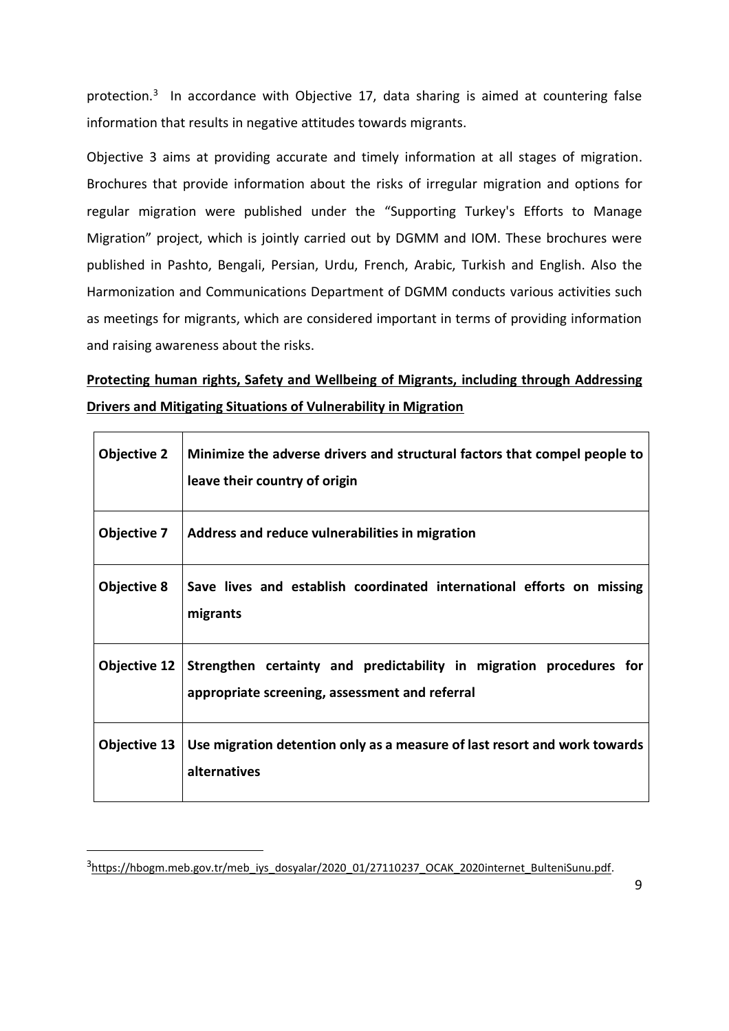protection.[3] In accordance with Objective 17, data sharing is aimed at countering false information that results in negative attitudes towards migrants.

Objective 3 aims at providing accurate and timely information at all stages of migration. Brochures that provide information about the risks of irregular migration and options for regular migration were published under the "Supporting Turkey's Efforts to Manage Migration" project, which is jointly carried out by DGMM and IOM. These brochures were published in Pashto, Bengali, Persian, Urdu, French, Arabic, Turkish and English. Also the Harmonization and Communications Department of DGMM conducts various activities such as meetings for migrants, which are considered important in terms of providing information and raising awareness about the risks.

**Protecting human rights, Safety and Wellbeing of Migrants, including through Addressing Drivers and Mitigating Situations of Vulnerability in Migration**

| | |
|---|---|
| **Objective 2** | **Minimize the adverse drivers and structural factors that compel people to leave their country of origin** |
| **Objective 7** | **Address and reduce vulnerabilities in migration** |
| **Objective 8** | **Save lives and establish coordinated international efforts on missing migrants** |
| **Objective 12** | **Strengthen certainty and predictability in migration procedures for appropriate screening, assessment and referral** |
| **Objective 13** | **Use migration detention only as a measure of last resort and work towards alternatives** |

[3] https://hbogm.meb.gov.tr/meb_iys_dosyalar/2020_01/27110237_OCAK_2020internet_BulteniSunu.pdf.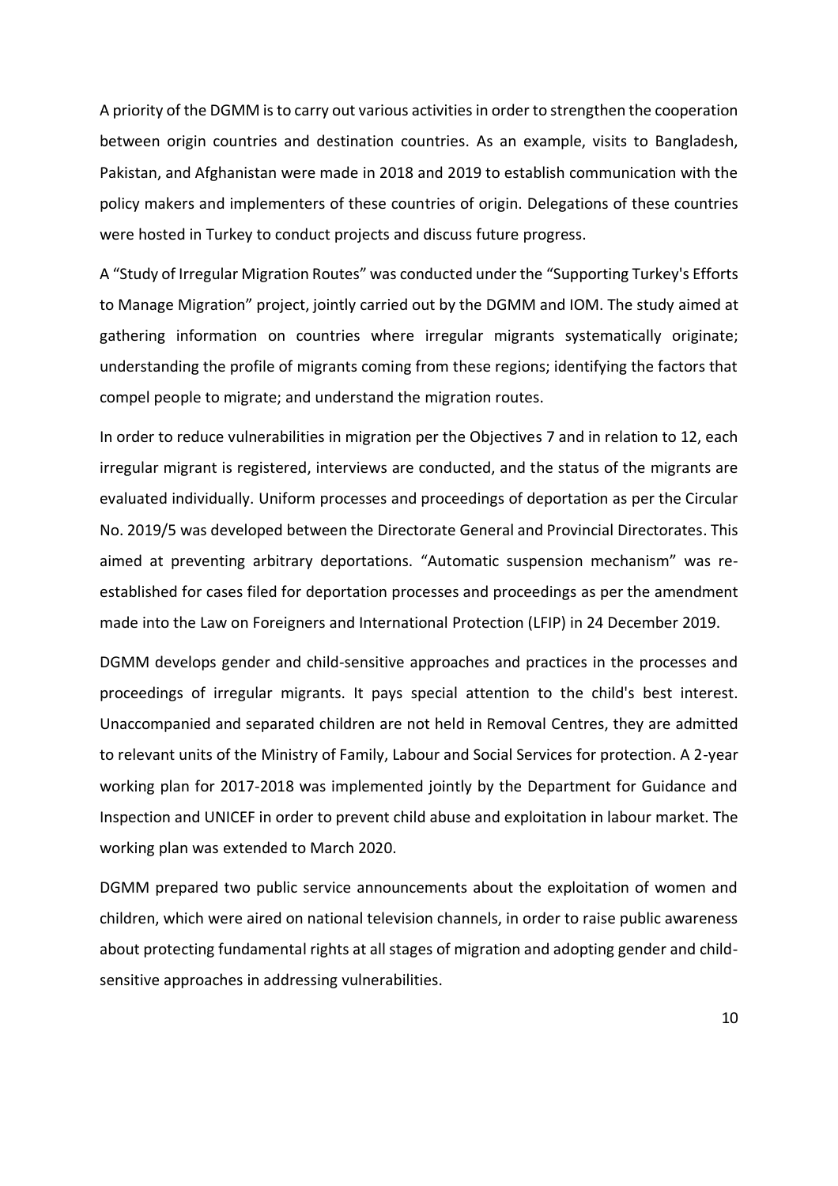A priority of the DGMM is to carry out various activities in order to strengthen the cooperation between origin countries and destination countries. As an example, visits to Bangladesh, Pakistan, and Afghanistan were made in 2018 and 2019 to establish communication with the policy makers and implementers of these countries of origin. Delegations of these countries were hosted in Turkey to conduct projects and discuss future progress.

A "Study of Irregular Migration Routes" was conducted under the "Supporting Turkey's Efforts to Manage Migration" project, jointly carried out by the DGMM and IOM. The study aimed at gathering information on countries where irregular migrants systematically originate; understanding the profile of migrants coming from these regions; identifying the factors that compel people to migrate; and understand the migration routes.

In order to reduce vulnerabilities in migration per the Objectives 7 and in relation to 12, each irregular migrant is registered, interviews are conducted, and the status of the migrants are evaluated individually. Uniform processes and proceedings of deportation as per the Circular No. 2019/5 was developed between the Directorate General and Provincial Directorates. This aimed at preventing arbitrary deportations. "Automatic suspension mechanism" was re-established for cases filed for deportation processes and proceedings as per the amendment made into the Law on Foreigners and International Protection (LFIP) in 24 December 2019.

DGMM develops gender and child-sensitive approaches and practices in the processes and proceedings of irregular migrants. It pays special attention to the child's best interest. Unaccompanied and separated children are not held in Removal Centres, they are admitted to relevant units of the Ministry of Family, Labour and Social Services for protection. A 2-year working plan for 2017-2018 was implemented jointly by the Department for Guidance and Inspection and UNICEF in order to prevent child abuse and exploitation in labour market. The working plan was extended to March 2020.

DGMM prepared two public service announcements about the exploitation of women and children, which were aired on national television channels, in order to raise public awareness about protecting fundamental rights at all stages of migration and adopting gender and child-sensitive approaches in addressing vulnerabilities.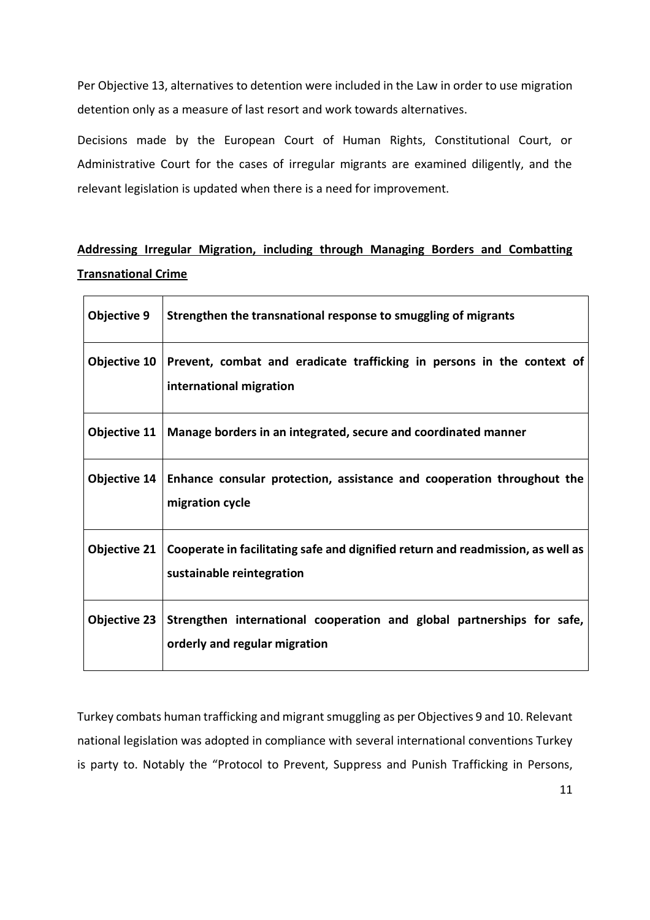Per Objective 13, alternatives to detention were included in the Law in order to use migration detention only as a measure of last resort and work towards alternatives.

Decisions made by the European Court of Human Rights, Constitutional Court, or Administrative Court for the cases of irregular migrants are examined diligently, and the relevant legislation is updated when there is a need for improvement.

## Addressing Irregular Migration, including through Managing Borders and Combatting Transnational Crime

| **Objective 9** | **Strengthen the transnational response to smuggling of migrants** |
|---|---|
| **Objective 10** | **Prevent, combat and eradicate trafficking in persons in the context of international migration** |
| **Objective 11** | **Manage borders in an integrated, secure and coordinated manner** |
| **Objective 14** | **Enhance consular protection, assistance and cooperation throughout the migration cycle** |
| **Objective 21** | **Cooperate in facilitating safe and dignified return and readmission, as well as sustainable reintegration** |
| **Objective 23** | **Strengthen international cooperation and global partnerships for safe, orderly and regular migration** |

Turkey combats human trafficking and migrant smuggling as per Objectives 9 and 10. Relevant national legislation was adopted in compliance with several international conventions Turkey is party to. Notably the "Protocol to Prevent, Suppress and Punish Trafficking in Persons,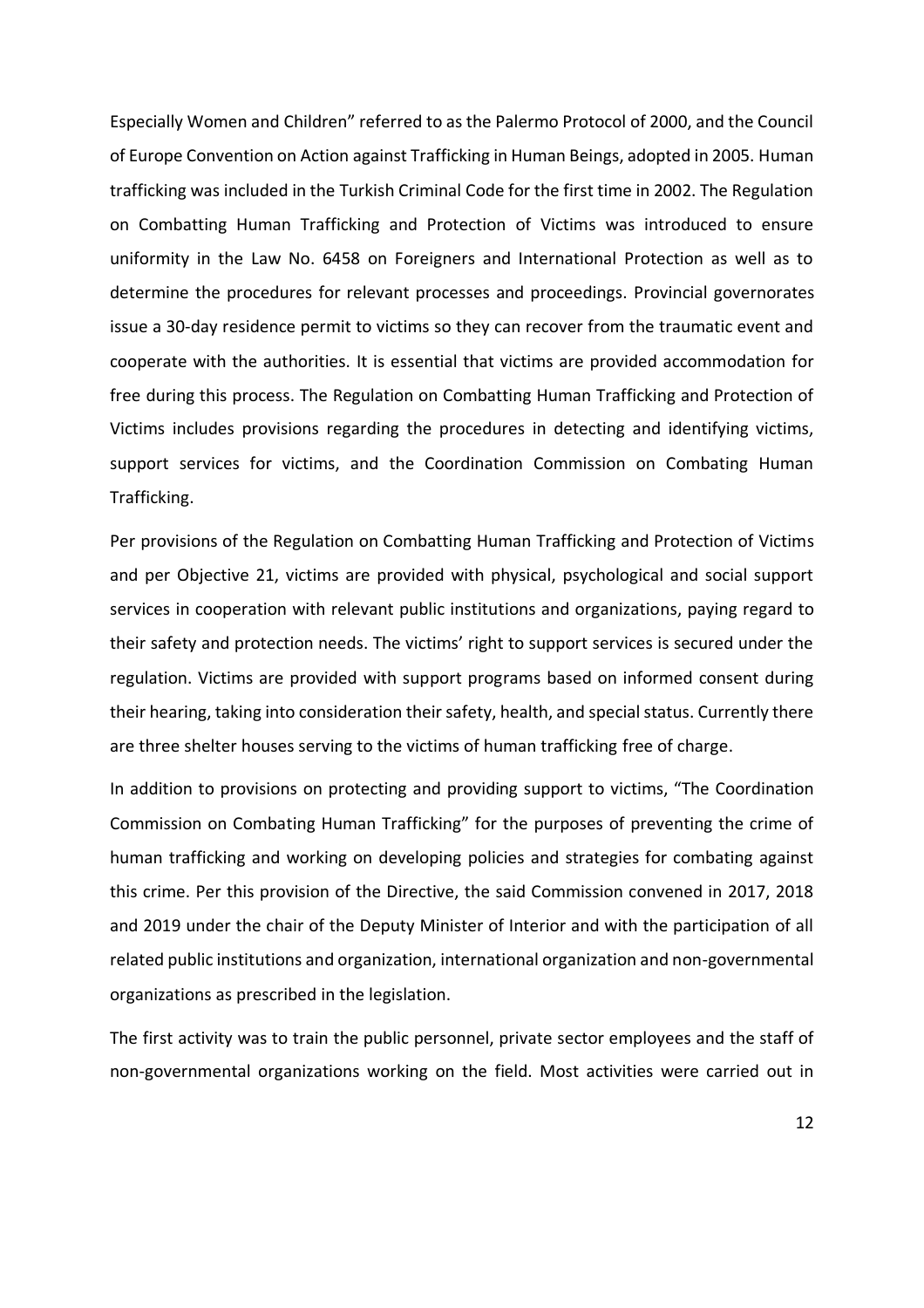Especially Women and Children" referred to as the Palermo Protocol of 2000, and the Council of Europe Convention on Action against Trafficking in Human Beings, adopted in 2005. Human trafficking was included in the Turkish Criminal Code for the first time in 2002. The Regulation on Combatting Human Trafficking and Protection of Victims was introduced to ensure uniformity in the Law No. 6458 on Foreigners and International Protection as well as to determine the procedures for relevant processes and proceedings. Provincial governorates issue a 30-day residence permit to victims so they can recover from the traumatic event and cooperate with the authorities. It is essential that victims are provided accommodation for free during this process. The Regulation on Combatting Human Trafficking and Protection of Victims includes provisions regarding the procedures in detecting and identifying victims, support services for victims, and the Coordination Commission on Combating Human Trafficking.

Per provisions of the Regulation on Combatting Human Trafficking and Protection of Victims and per Objective 21, victims are provided with physical, psychological and social support services in cooperation with relevant public institutions and organizations, paying regard to their safety and protection needs. The victims' right to support services is secured under the regulation. Victims are provided with support programs based on informed consent during their hearing, taking into consideration their safety, health, and special status. Currently there are three shelter houses serving to the victims of human trafficking free of charge.

In addition to provisions on protecting and providing support to victims, "The Coordination Commission on Combating Human Trafficking" for the purposes of preventing the crime of human trafficking and working on developing policies and strategies for combating against this crime. Per this provision of the Directive, the said Commission convened in 2017, 2018 and 2019 under the chair of the Deputy Minister of Interior and with the participation of all related public institutions and organization, international organization and non-governmental organizations as prescribed in the legislation.

The first activity was to train the public personnel, private sector employees and the staff of non-governmental organizations working on the field. Most activities were carried out in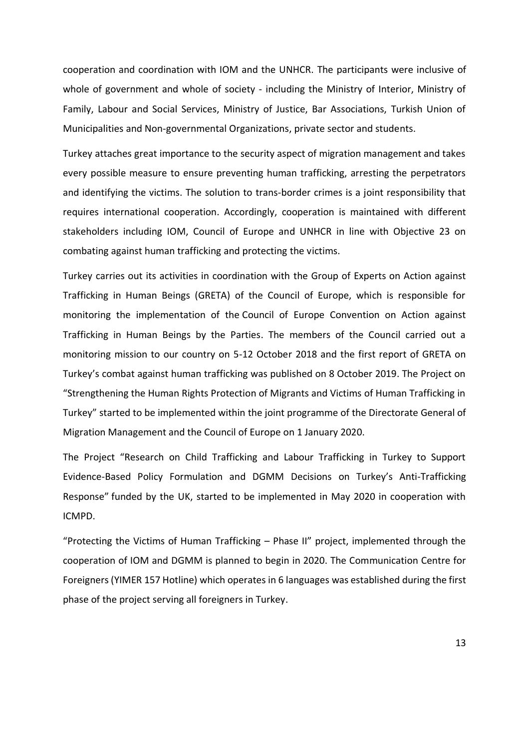cooperation and coordination with IOM and the UNHCR. The participants were inclusive of whole of government and whole of society - including the Ministry of Interior, Ministry of Family, Labour and Social Services, Ministry of Justice, Bar Associations, Turkish Union of Municipalities and Non-governmental Organizations, private sector and students.

Turkey attaches great importance to the security aspect of migration management and takes every possible measure to ensure preventing human trafficking, arresting the perpetrators and identifying the victims. The solution to trans-border crimes is a joint responsibility that requires international cooperation. Accordingly, cooperation is maintained with different stakeholders including IOM, Council of Europe and UNHCR in line with Objective 23 on combating against human trafficking and protecting the victims.

Turkey carries out its activities in coordination with the Group of Experts on Action against Trafficking in Human Beings (GRETA) of the Council of Europe, which is responsible for monitoring the implementation of the Council of Europe Convention on Action against Trafficking in Human Beings by the Parties. The members of the Council carried out a monitoring mission to our country on 5-12 October 2018 and the first report of GRETA on Turkey's combat against human trafficking was published on 8 October 2019. The Project on "Strengthening the Human Rights Protection of Migrants and Victims of Human Trafficking in Turkey" started to be implemented within the joint programme of the Directorate General of Migration Management and the Council of Europe on 1 January 2020.

The Project "Research on Child Trafficking and Labour Trafficking in Turkey to Support Evidence-Based Policy Formulation and DGMM Decisions on Turkey's Anti-Trafficking Response" funded by the UK, started to be implemented in May 2020 in cooperation with ICMPD.

"Protecting the Victims of Human Trafficking – Phase II" project, implemented through the cooperation of IOM and DGMM is planned to begin in 2020. The Communication Centre for Foreigners (YIMER 157 Hotline) which operates in 6 languages was established during the first phase of the project serving all foreigners in Turkey.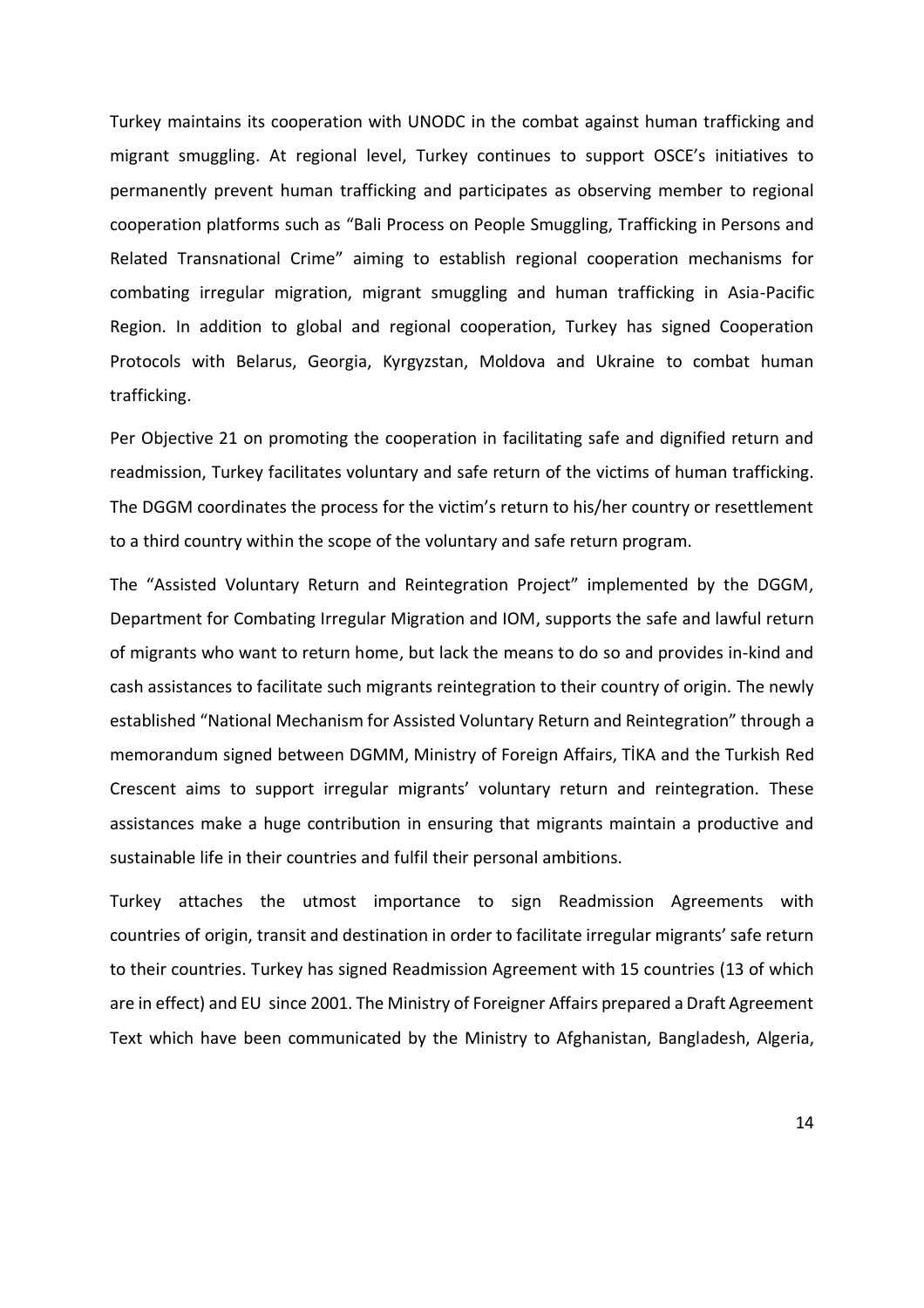Turkey maintains its cooperation with UNODC in the combat against human trafficking and migrant smuggling. At regional level, Turkey continues to support OSCE's initiatives to permanently prevent human trafficking and participates as observing member to regional cooperation platforms such as "Bali Process on People Smuggling, Trafficking in Persons and Related Transnational Crime" aiming to establish regional cooperation mechanisms for combating irregular migration, migrant smuggling and human trafficking in Asia-Pacific Region. In addition to global and regional cooperation, Turkey has signed Cooperation Protocols with Belarus, Georgia, Kyrgyzstan, Moldova and Ukraine to combat human trafficking.

Per Objective 21 on promoting the cooperation in facilitating safe and dignified return and readmission, Turkey facilitates voluntary and safe return of the victims of human trafficking. The DGGM coordinates the process for the victim's return to his/her country or resettlement to a third country within the scope of the voluntary and safe return program.

The "Assisted Voluntary Return and Reintegration Project" implemented by the DGGM, Department for Combating Irregular Migration and IOM, supports the safe and lawful return of migrants who want to return home, but lack the means to do so and provides in-kind and cash assistances to facilitate such migrants reintegration to their country of origin. The newly established "National Mechanism for Assisted Voluntary Return and Reintegration" through a memorandum signed between DGMM, Ministry of Foreign Affairs, TİKA and the Turkish Red Crescent aims to support irregular migrants' voluntary return and reintegration. These assistances make a huge contribution in ensuring that migrants maintain a productive and sustainable life in their countries and fulfil their personal ambitions.

Turkey attaches the utmost importance to sign Readmission Agreements with countries of origin, transit and destination in order to facilitate irregular migrants' safe return to their countries. Turkey has signed Readmission Agreement with 15 countries (13 of which are in effect) and EU since 2001. The Ministry of Foreigner Affairs prepared a Draft Agreement Text which have been communicated by the Ministry to Afghanistan, Bangladesh, Algeria,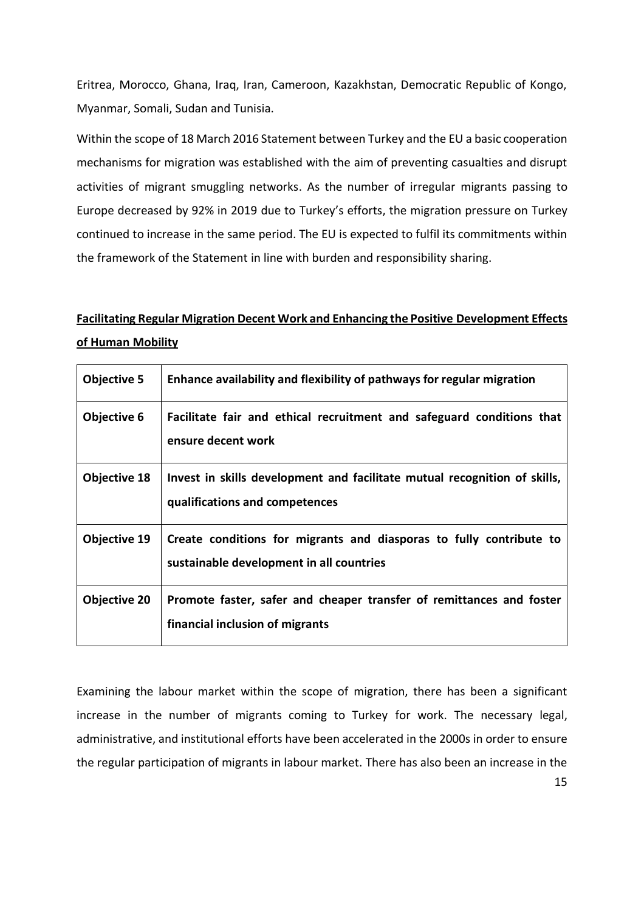Eritrea, Morocco, Ghana, Iraq, Iran, Cameroon, Kazakhstan, Democratic Republic of Kongo, Myanmar, Somali, Sudan and Tunisia.

Within the scope of 18 March 2016 Statement between Turkey and the EU a basic cooperation mechanisms for migration was established with the aim of preventing casualties and disrupt activities of migrant smuggling networks. As the number of irregular migrants passing to Europe decreased by 92% in 2019 due to Turkey's efforts, the migration pressure on Turkey continued to increase in the same period. The EU is expected to fulfil its commitments within the framework of the Statement in line with burden and responsibility sharing.

**Facilitating Regular Migration Decent Work and Enhancing the Positive Development Effects of Human Mobility**

| | |
|---|---|
| **Objective 5** | **Enhance availability and flexibility of pathways for regular migration** |
| **Objective 6** | **Facilitate fair and ethical recruitment and safeguard conditions that ensure decent work** |
| **Objective 18** | **Invest in skills development and facilitate mutual recognition of skills, qualifications and competences** |
| **Objective 19** | **Create conditions for migrants and diasporas to fully contribute to sustainable development in all countries** |
| **Objective 20** | **Promote faster, safer and cheaper transfer of remittances and foster financial inclusion of migrants** |

Examining the labour market within the scope of migration, there has been a significant increase in the number of migrants coming to Turkey for work. The necessary legal, administrative, and institutional efforts have been accelerated in the 2000s in order to ensure the regular participation of migrants in labour market. There has also been an increase in the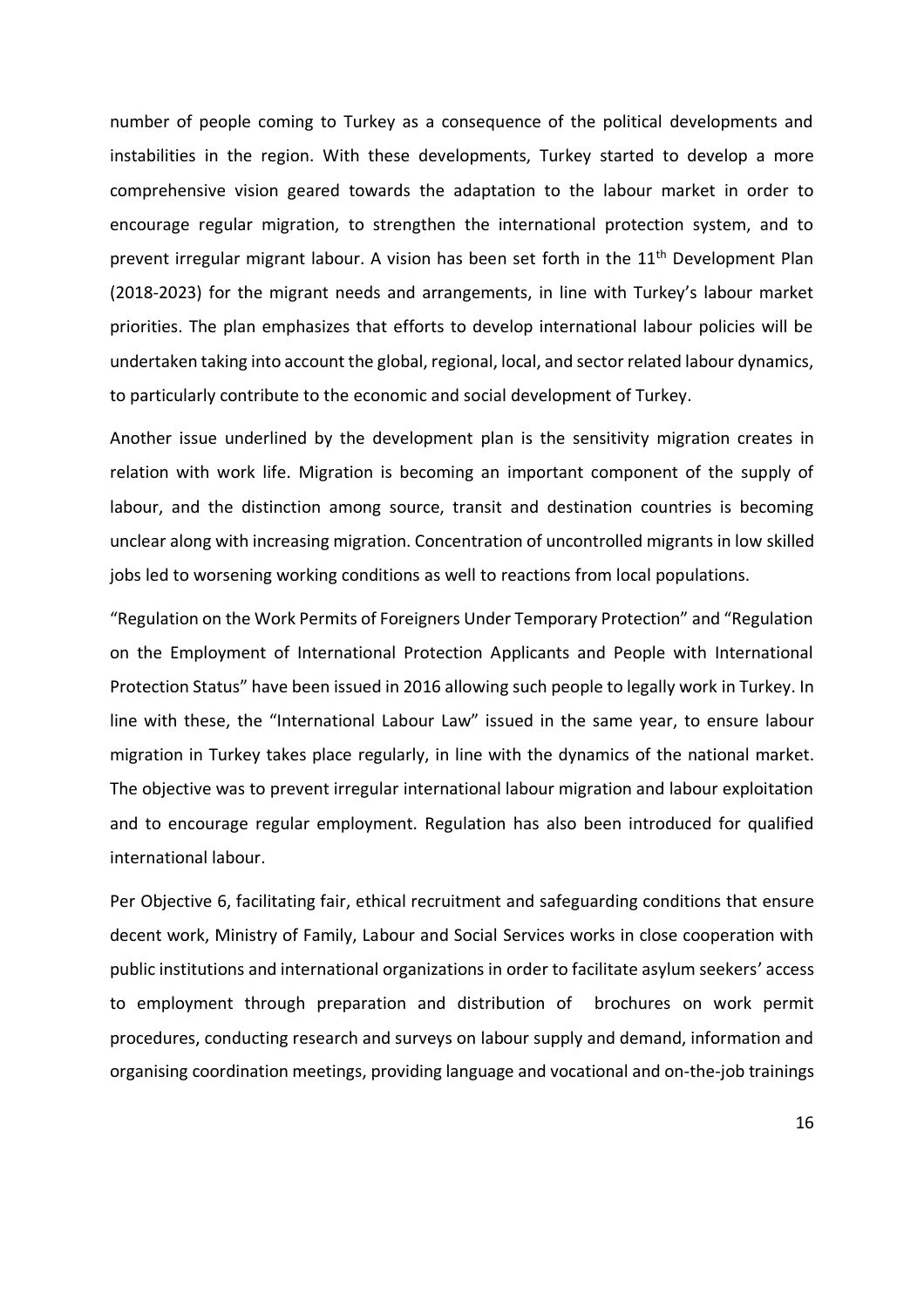number of people coming to Turkey as a consequence of the political developments and instabilities in the region. With these developments, Turkey started to develop a more comprehensive vision geared towards the adaptation to the labour market in order to encourage regular migration, to strengthen the international protection system, and to prevent irregular migrant labour. A vision has been set forth in the 11th Development Plan (2018-2023) for the migrant needs and arrangements, in line with Turkey's labour market priorities. The plan emphasizes that efforts to develop international labour policies will be undertaken taking into account the global, regional, local, and sector related labour dynamics, to particularly contribute to the economic and social development of Turkey.

Another issue underlined by the development plan is the sensitivity migration creates in relation with work life. Migration is becoming an important component of the supply of labour, and the distinction among source, transit and destination countries is becoming unclear along with increasing migration. Concentration of uncontrolled migrants in low skilled jobs led to worsening working conditions as well to reactions from local populations.

"Regulation on the Work Permits of Foreigners Under Temporary Protection" and "Regulation on the Employment of International Protection Applicants and People with International Protection Status" have been issued in 2016 allowing such people to legally work in Turkey. In line with these, the "International Labour Law" issued in the same year, to ensure labour migration in Turkey takes place regularly, in line with the dynamics of the national market. The objective was to prevent irregular international labour migration and labour exploitation and to encourage regular employment. Regulation has also been introduced for qualified international labour.

Per Objective 6, facilitating fair, ethical recruitment and safeguarding conditions that ensure decent work, Ministry of Family, Labour and Social Services works in close cooperation with public institutions and international organizations in order to facilitate asylum seekers' access to employment through preparation and distribution of brochures on work permit procedures, conducting research and surveys on labour supply and demand, information and organising coordination meetings, providing language and vocational and on-the-job trainings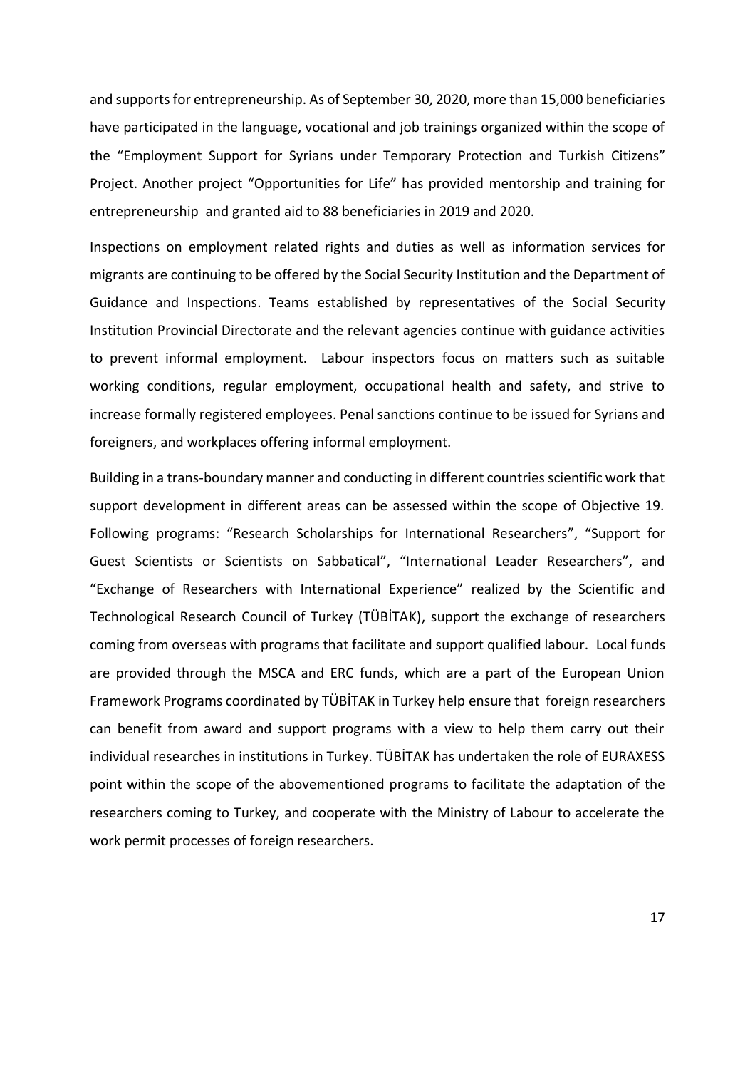and supports for entrepreneurship. As of September 30, 2020, more than 15,000 beneficiaries have participated in the language, vocational and job trainings organized within the scope of the "Employment Support for Syrians under Temporary Protection and Turkish Citizens" Project. Another project "Opportunities for Life" has provided mentorship and training for entrepreneurship and granted aid to 88 beneficiaries in 2019 and 2020.

Inspections on employment related rights and duties as well as information services for migrants are continuing to be offered by the Social Security Institution and the Department of Guidance and Inspections. Teams established by representatives of the Social Security Institution Provincial Directorate and the relevant agencies continue with guidance activities to prevent informal employment. Labour inspectors focus on matters such as suitable working conditions, regular employment, occupational health and safety, and strive to increase formally registered employees. Penal sanctions continue to be issued for Syrians and foreigners, and workplaces offering informal employment.

Building in a trans-boundary manner and conducting in different countries scientific work that support development in different areas can be assessed within the scope of Objective 19. Following programs: "Research Scholarships for International Researchers", "Support for Guest Scientists or Scientists on Sabbatical", "International Leader Researchers", and "Exchange of Researchers with International Experience" realized by the Scientific and Technological Research Council of Turkey (TÜBİTAK), support the exchange of researchers coming from overseas with programs that facilitate and support qualified labour. Local funds are provided through the MSCA and ERC funds, which are a part of the European Union Framework Programs coordinated by TÜBİTAK in Turkey help ensure that foreign researchers can benefit from award and support programs with a view to help them carry out their individual researches in institutions in Turkey. TÜBİTAK has undertaken the role of EURAXESS point within the scope of the abovementioned programs to facilitate the adaptation of the researchers coming to Turkey, and cooperate with the Ministry of Labour to accelerate the work permit processes of foreign researchers.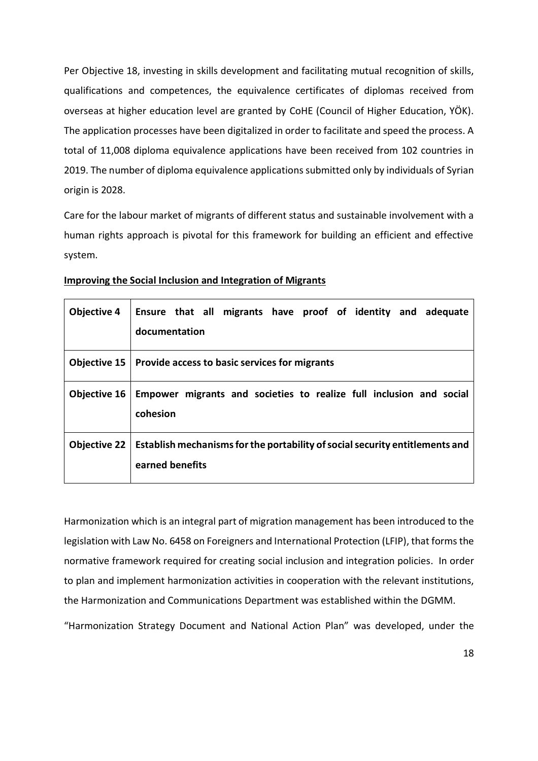Per Objective 18, investing in skills development and facilitating mutual recognition of skills, qualifications and competences, the equivalence certificates of diplomas received from overseas at higher education level are granted by CoHE (Council of Higher Education, YÖK). The application processes have been digitalized in order to facilitate and speed the process. A total of 11,008 diploma equivalence applications have been received from 102 countries in 2019. The number of diploma equivalence applications submitted only by individuals of Syrian origin is 2028.

Care for the labour market of migrants of different status and sustainable involvement with a human rights approach is pivotal for this framework for building an efficient and effective system.

**Improving the Social Inclusion and Integration of Migrants**

| | |
|---|---|
| **Objective 4** | **Ensure that all migrants have proof of identity and adequate documentation** |
| **Objective 15** | **Provide access to basic services for migrants** |
| **Objective 16** | **Empower migrants and societies to realize full inclusion and social cohesion** |
| **Objective 22** | **Establish mechanisms for the portability of social security entitlements and earned benefits** |

Harmonization which is an integral part of migration management has been introduced to the legislation with Law No. 6458 on Foreigners and International Protection (LFIP), that forms the normative framework required for creating social inclusion and integration policies. In order to plan and implement harmonization activities in cooperation with the relevant institutions, the Harmonization and Communications Department was established within the DGMM.

"Harmonization Strategy Document and National Action Plan" was developed, under the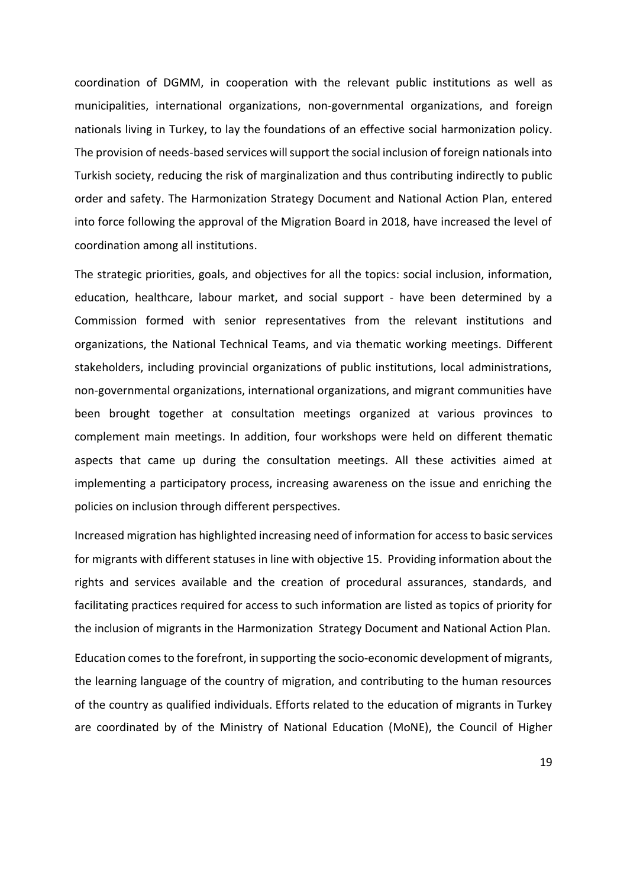coordination of DGMM, in cooperation with the relevant public institutions as well as municipalities, international organizations, non-governmental organizations, and foreign nationals living in Turkey, to lay the foundations of an effective social harmonization policy. The provision of needs-based services will support the social inclusion of foreign nationals into Turkish society, reducing the risk of marginalization and thus contributing indirectly to public order and safety. The Harmonization Strategy Document and National Action Plan, entered into force following the approval of the Migration Board in 2018, have increased the level of coordination among all institutions.

The strategic priorities, goals, and objectives for all the topics: social inclusion, information, education, healthcare, labour market, and social support - have been determined by a Commission formed with senior representatives from the relevant institutions and organizations, the National Technical Teams, and via thematic working meetings. Different stakeholders, including provincial organizations of public institutions, local administrations, non-governmental organizations, international organizations, and migrant communities have been brought together at consultation meetings organized at various provinces to complement main meetings. In addition, four workshops were held on different thematic aspects that came up during the consultation meetings. All these activities aimed at implementing a participatory process, increasing awareness on the issue and enriching the policies on inclusion through different perspectives.

Increased migration has highlighted increasing need of information for access to basic services for migrants with different statuses in line with objective 15. Providing information about the rights and services available and the creation of procedural assurances, standards, and facilitating practices required for access to such information are listed as topics of priority for the inclusion of migrants in the Harmonization Strategy Document and National Action Plan.

Education comes to the forefront, in supporting the socio-economic development of migrants, the learning language of the country of migration, and contributing to the human resources of the country as qualified individuals. Efforts related to the education of migrants in Turkey are coordinated by of the Ministry of National Education (MoNE), the Council of Higher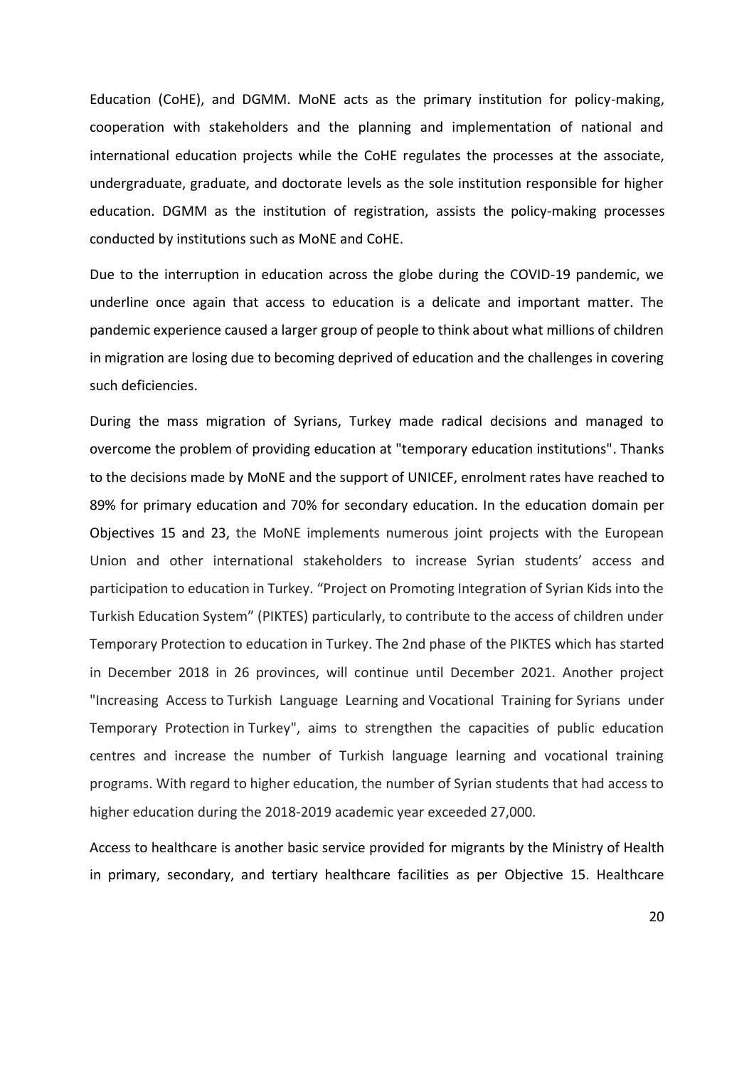Education (CoHE), and DGMM. MoNE acts as the primary institution for policy-making, cooperation with stakeholders and the planning and implementation of national and international education projects while the CoHE regulates the processes at the associate, undergraduate, graduate, and doctorate levels as the sole institution responsible for higher education. DGMM as the institution of registration, assists the policy-making processes conducted by institutions such as MoNE and CoHE.

Due to the interruption in education across the globe during the COVID-19 pandemic, we underline once again that access to education is a delicate and important matter. The pandemic experience caused a larger group of people to think about what millions of children in migration are losing due to becoming deprived of education and the challenges in covering such deficiencies.

During the mass migration of Syrians, Turkey made radical decisions and managed to overcome the problem of providing education at "temporary education institutions". Thanks to the decisions made by MoNE and the support of UNICEF, enrolment rates have reached to 89% for primary education and 70% for secondary education. In the education domain per Objectives 15 and 23, the MoNE implements numerous joint projects with the European Union and other international stakeholders to increase Syrian students' access and participation to education in Turkey. "Project on Promoting Integration of Syrian Kids into the Turkish Education System" (PIKTES) particularly, to contribute to the access of children under Temporary Protection to education in Turkey. The 2nd phase of the PIKTES which has started in December 2018 in 26 provinces, will continue until December 2021. Another project "Increasing Access to Turkish Language Learning and Vocational Training for Syrians under Temporary Protection in Turkey", aims to strengthen the capacities of public education centres and increase the number of Turkish language learning and vocational training programs. With regard to higher education, the number of Syrian students that had access to higher education during the 2018-2019 academic year exceeded 27,000.

Access to healthcare is another basic service provided for migrants by the Ministry of Health in primary, secondary, and tertiary healthcare facilities as per Objective 15. Healthcare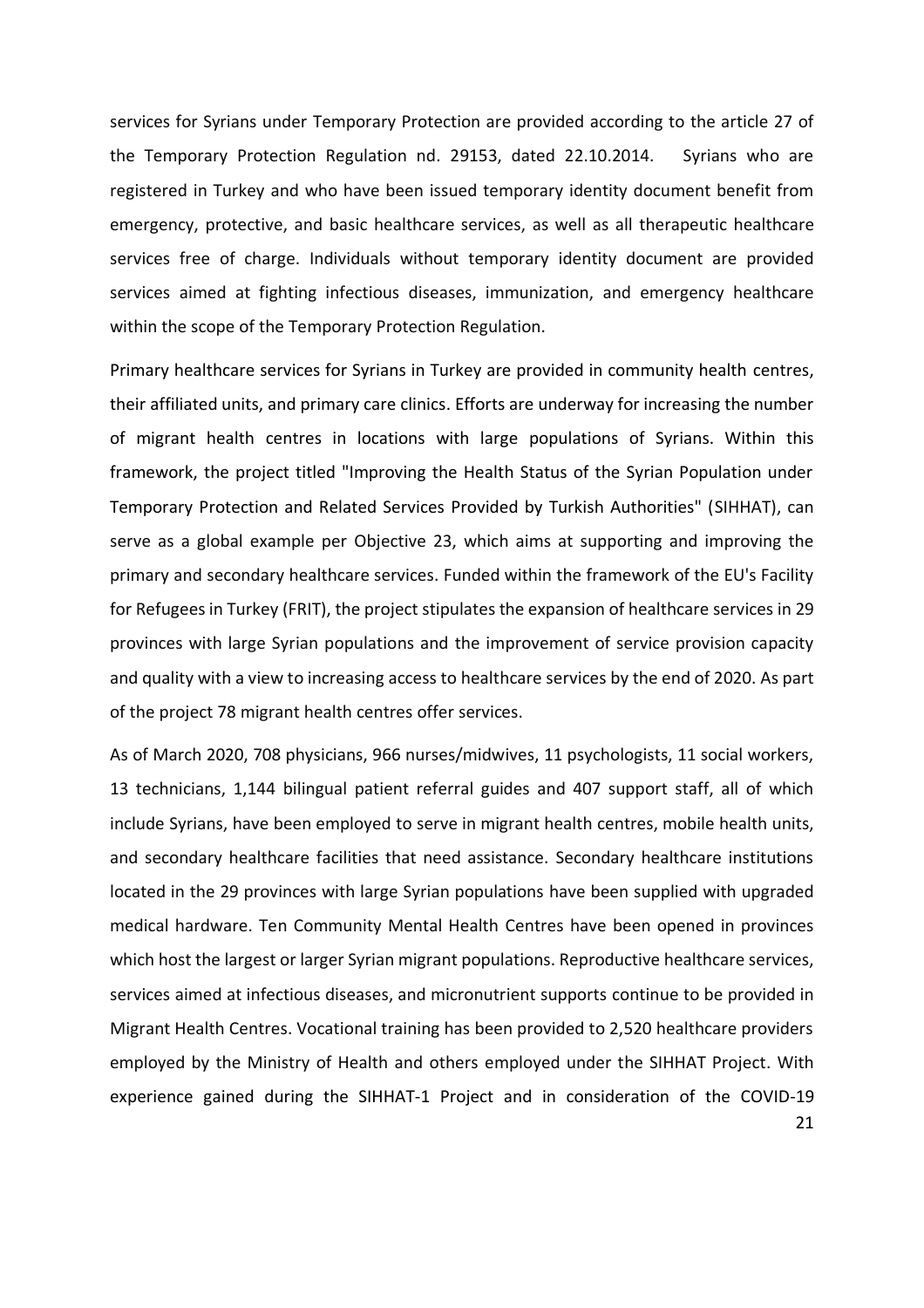services for Syrians under Temporary Protection are provided according to the article 27 of the Temporary Protection Regulation nd. 29153, dated 22.10.2014. Syrians who are registered in Turkey and who have been issued temporary identity document benefit from emergency, protective, and basic healthcare services, as well as all therapeutic healthcare services free of charge. Individuals without temporary identity document are provided services aimed at fighting infectious diseases, immunization, and emergency healthcare within the scope of the Temporary Protection Regulation.

Primary healthcare services for Syrians in Turkey are provided in community health centres, their affiliated units, and primary care clinics. Efforts are underway for increasing the number of migrant health centres in locations with large populations of Syrians. Within this framework, the project titled "Improving the Health Status of the Syrian Population under Temporary Protection and Related Services Provided by Turkish Authorities" (SIHHAT), can serve as a global example per Objective 23, which aims at supporting and improving the primary and secondary healthcare services. Funded within the framework of the EU's Facility for Refugees in Turkey (FRIT), the project stipulates the expansion of healthcare services in 29 provinces with large Syrian populations and the improvement of service provision capacity and quality with a view to increasing access to healthcare services by the end of 2020. As part of the project 78 migrant health centres offer services.

As of March 2020, 708 physicians, 966 nurses/midwives, 11 psychologists, 11 social workers, 13 technicians, 1,144 bilingual patient referral guides and 407 support staff, all of which include Syrians, have been employed to serve in migrant health centres, mobile health units, and secondary healthcare facilities that need assistance. Secondary healthcare institutions located in the 29 provinces with large Syrian populations have been supplied with upgraded medical hardware. Ten Community Mental Health Centres have been opened in provinces which host the largest or larger Syrian migrant populations. Reproductive healthcare services, services aimed at infectious diseases, and micronutrient supports continue to be provided in Migrant Health Centres. Vocational training has been provided to 2,520 healthcare providers employed by the Ministry of Health and others employed under the SIHHAT Project. With experience gained during the SIHHAT-1 Project and in consideration of the COVID-19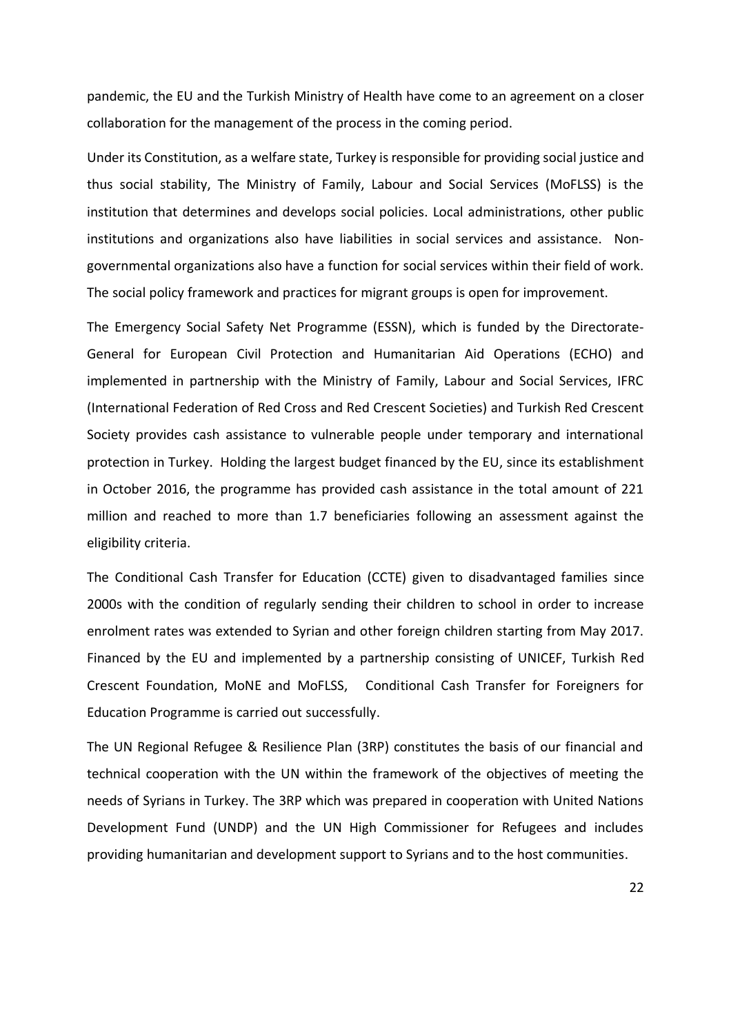pandemic, the EU and the Turkish Ministry of Health have come to an agreement on a closer collaboration for the management of the process in the coming period.

Under its Constitution, as a welfare state, Turkey is responsible for providing social justice and thus social stability, The Ministry of Family, Labour and Social Services (MoFLSS) is the institution that determines and develops social policies. Local administrations, other public institutions and organizations also have liabilities in social services and assistance. Non-governmental organizations also have a function for social services within their field of work. The social policy framework and practices for migrant groups is open for improvement.

The Emergency Social Safety Net Programme (ESSN), which is funded by the Directorate-General for European Civil Protection and Humanitarian Aid Operations (ECHO) and implemented in partnership with the Ministry of Family, Labour and Social Services, IFRC (International Federation of Red Cross and Red Crescent Societies) and Turkish Red Crescent Society provides cash assistance to vulnerable people under temporary and international protection in Turkey. Holding the largest budget financed by the EU, since its establishment in October 2016, the programme has provided cash assistance in the total amount of 221 million and reached to more than 1.7 beneficiaries following an assessment against the eligibility criteria.

The Conditional Cash Transfer for Education (CCTE) given to disadvantaged families since 2000s with the condition of regularly sending their children to school in order to increase enrolment rates was extended to Syrian and other foreign children starting from May 2017. Financed by the EU and implemented by a partnership consisting of UNICEF, Turkish Red Crescent Foundation, MoNE and MoFLSS, Conditional Cash Transfer for Foreigners for Education Programme is carried out successfully.

The UN Regional Refugee & Resilience Plan (3RP) constitutes the basis of our financial and technical cooperation with the UN within the framework of the objectives of meeting the needs of Syrians in Turkey. The 3RP which was prepared in cooperation with United Nations Development Fund (UNDP) and the UN High Commissioner for Refugees and includes providing humanitarian and development support to Syrians and to the host communities.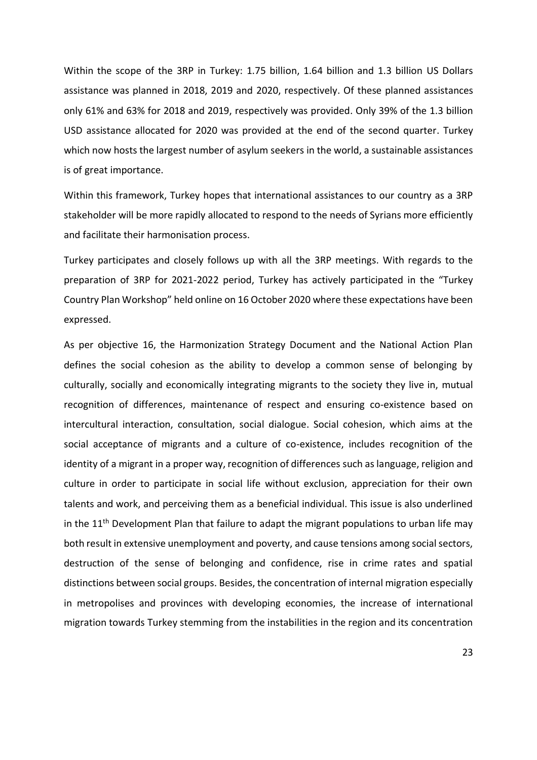Within the scope of the 3RP in Turkey: 1.75 billion, 1.64 billion and 1.3 billion US Dollars assistance was planned in 2018, 2019 and 2020, respectively. Of these planned assistances only 61% and 63% for 2018 and 2019, respectively was provided. Only 39% of the 1.3 billion USD assistance allocated for 2020 was provided at the end of the second quarter. Turkey which now hosts the largest number of asylum seekers in the world, a sustainable assistances is of great importance.

Within this framework, Turkey hopes that international assistances to our country as a 3RP stakeholder will be more rapidly allocated to respond to the needs of Syrians more efficiently and facilitate their harmonisation process.

Turkey participates and closely follows up with all the 3RP meetings. With regards to the preparation of 3RP for 2021-2022 period, Turkey has actively participated in the "Turkey Country Plan Workshop" held online on 16 October 2020 where these expectations have been expressed.

As per objective 16, the Harmonization Strategy Document and the National Action Plan defines the social cohesion as the ability to develop a common sense of belonging by culturally, socially and economically integrating migrants to the society they live in, mutual recognition of differences, maintenance of respect and ensuring co-existence based on intercultural interaction, consultation, social dialogue. Social cohesion, which aims at the social acceptance of migrants and a culture of co-existence, includes recognition of the identity of a migrant in a proper way, recognition of differences such as language, religion and culture in order to participate in social life without exclusion, appreciation for their own talents and work, and perceiving them as a beneficial individual. This issue is also underlined in the 11th Development Plan that failure to adapt the migrant populations to urban life may both result in extensive unemployment and poverty, and cause tensions among social sectors, destruction of the sense of belonging and confidence, rise in crime rates and spatial distinctions between social groups. Besides, the concentration of internal migration especially in metropolises and provinces with developing economies, the increase of international migration towards Turkey stemming from the instabilities in the region and its concentration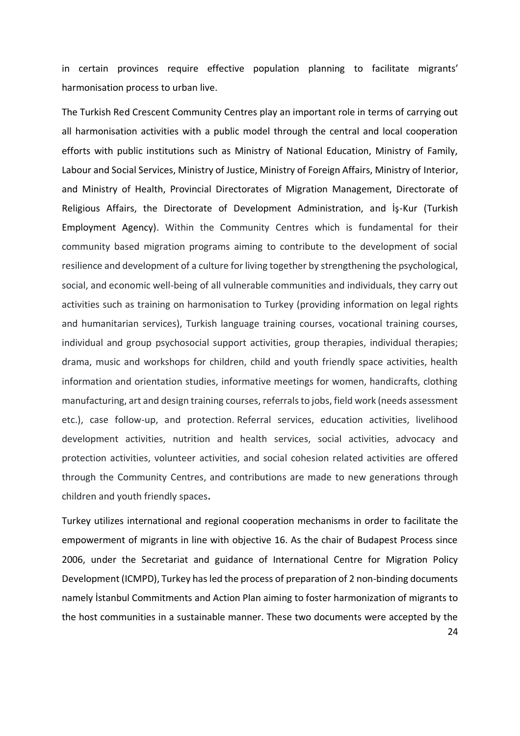in certain provinces require effective population planning to facilitate migrants' harmonisation process to urban live.

The Turkish Red Crescent Community Centres play an important role in terms of carrying out all harmonisation activities with a public model through the central and local cooperation efforts with public institutions such as Ministry of National Education, Ministry of Family, Labour and Social Services, Ministry of Justice, Ministry of Foreign Affairs, Ministry of Interior, and Ministry of Health, Provincial Directorates of Migration Management, Directorate of Religious Affairs, the Directorate of Development Administration, and İş-Kur (Turkish Employment Agency). Within the Community Centres which is fundamental for their community based migration programs aiming to contribute to the development of social resilience and development of a culture for living together by strengthening the psychological, social, and economic well-being of all vulnerable communities and individuals, they carry out activities such as training on harmonisation to Turkey (providing information on legal rights and humanitarian services), Turkish language training courses, vocational training courses, individual and group psychosocial support activities, group therapies, individual therapies; drama, music and workshops for children, child and youth friendly space activities, health information and orientation studies, informative meetings for women, handicrafts, clothing manufacturing, art and design training courses, referrals to jobs, field work (needs assessment etc.), case follow-up, and protection. Referral services, education activities, livelihood development activities, nutrition and health services, social activities, advocacy and protection activities, volunteer activities, and social cohesion related activities are offered through the Community Centres, and contributions are made to new generations through children and youth friendly spaces.

Turkey utilizes international and regional cooperation mechanisms in order to facilitate the empowerment of migrants in line with objective 16. As the chair of Budapest Process since 2006, under the Secretariat and guidance of International Centre for Migration Policy Development (ICMPD), Turkey has led the process of preparation of 2 non-binding documents namely İstanbul Commitments and Action Plan aiming to foster harmonization of migrants to the host communities in a sustainable manner. These two documents were accepted by the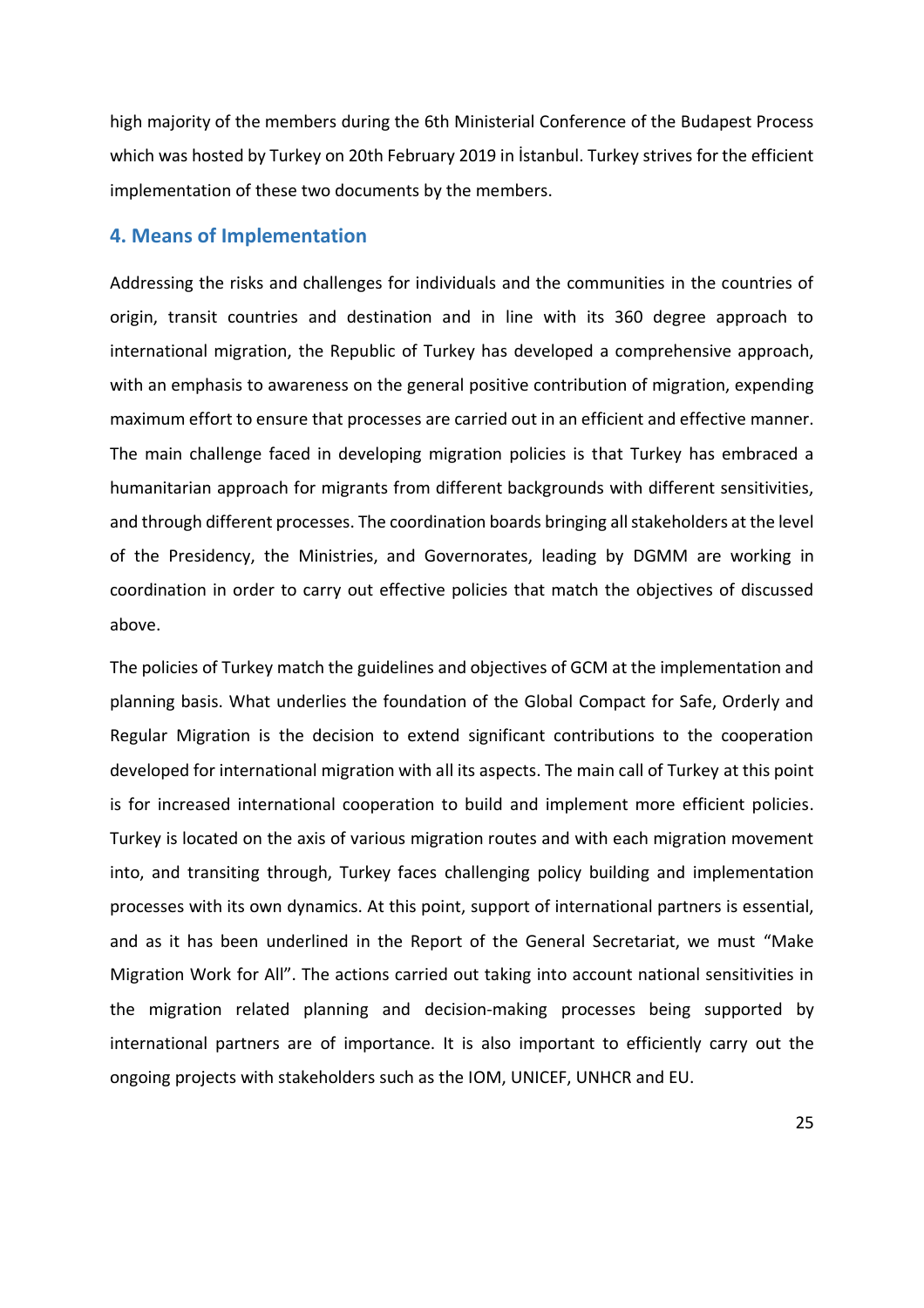high majority of the members during the 6th Ministerial Conference of the Budapest Process which was hosted by Turkey on 20th February 2019 in İstanbul. Turkey strives for the efficient implementation of these two documents by the members.

## 4. Means of Implementation

Addressing the risks and challenges for individuals and the communities in the countries of origin, transit countries and destination and in line with its 360 degree approach to international migration, the Republic of Turkey has developed a comprehensive approach, with an emphasis to awareness on the general positive contribution of migration, expending maximum effort to ensure that processes are carried out in an efficient and effective manner. The main challenge faced in developing migration policies is that Turkey has embraced a humanitarian approach for migrants from different backgrounds with different sensitivities, and through different processes. The coordination boards bringing all stakeholders at the level of the Presidency, the Ministries, and Governorates, leading by DGMM are working in coordination in order to carry out effective policies that match the objectives of discussed above.

The policies of Turkey match the guidelines and objectives of GCM at the implementation and planning basis. What underlies the foundation of the Global Compact for Safe, Orderly and Regular Migration is the decision to extend significant contributions to the cooperation developed for international migration with all its aspects. The main call of Turkey at this point is for increased international cooperation to build and implement more efficient policies. Turkey is located on the axis of various migration routes and with each migration movement into, and transiting through, Turkey faces challenging policy building and implementation processes with its own dynamics. At this point, support of international partners is essential, and as it has been underlined in the Report of the General Secretariat, we must "Make Migration Work for All". The actions carried out taking into account national sensitivities in the migration related planning and decision-making processes being supported by international partners are of importance. It is also important to efficiently carry out the ongoing projects with stakeholders such as the IOM, UNICEF, UNHCR and EU.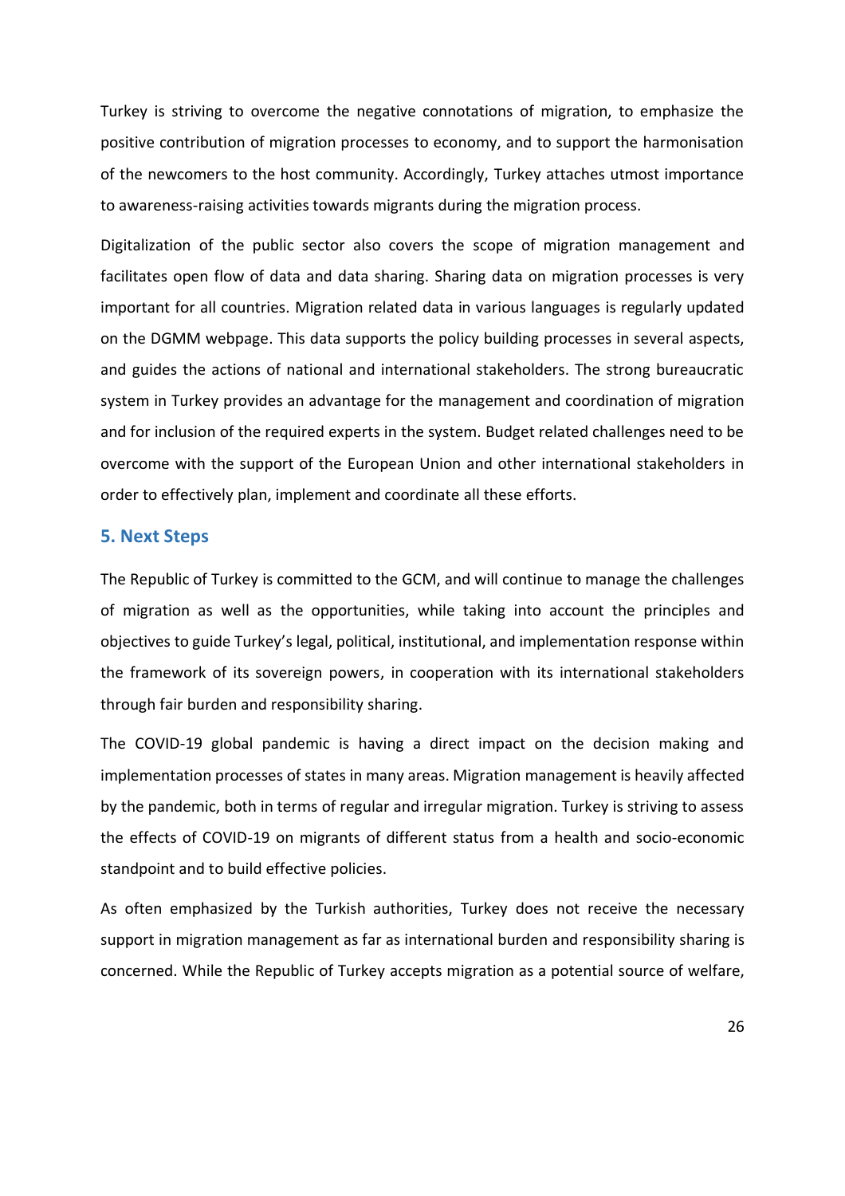Turkey is striving to overcome the negative connotations of migration, to emphasize the positive contribution of migration processes to economy, and to support the harmonisation of the newcomers to the host community. Accordingly, Turkey attaches utmost importance to awareness-raising activities towards migrants during the migration process.

Digitalization of the public sector also covers the scope of migration management and facilitates open flow of data and data sharing. Sharing data on migration processes is very important for all countries. Migration related data in various languages is regularly updated on the DGMM webpage. This data supports the policy building processes in several aspects, and guides the actions of national and international stakeholders. The strong bureaucratic system in Turkey provides an advantage for the management and coordination of migration and for inclusion of the required experts in the system. Budget related challenges need to be overcome with the support of the European Union and other international stakeholders in order to effectively plan, implement and coordinate all these efforts.

## 5. Next Steps

The Republic of Turkey is committed to the GCM, and will continue to manage the challenges of migration as well as the opportunities, while taking into account the principles and objectives to guide Turkey's legal, political, institutional, and implementation response within the framework of its sovereign powers, in cooperation with its international stakeholders through fair burden and responsibility sharing.

The COVID-19 global pandemic is having a direct impact on the decision making and implementation processes of states in many areas. Migration management is heavily affected by the pandemic, both in terms of regular and irregular migration. Turkey is striving to assess the effects of COVID-19 on migrants of different status from a health and socio-economic standpoint and to build effective policies.

As often emphasized by the Turkish authorities, Turkey does not receive the necessary support in migration management as far as international burden and responsibility sharing is concerned. While the Republic of Turkey accepts migration as a potential source of welfare,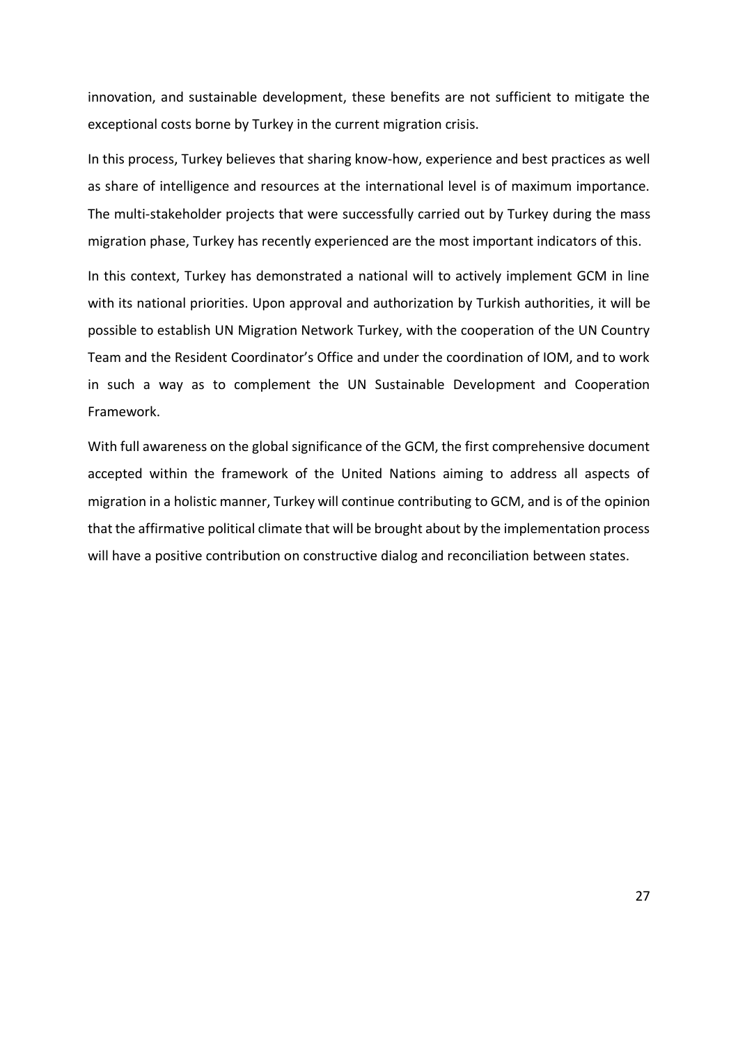innovation, and sustainable development, these benefits are not sufficient to mitigate the exceptional costs borne by Turkey in the current migration crisis.

In this process, Turkey believes that sharing know-how, experience and best practices as well as share of intelligence and resources at the international level is of maximum importance. The multi-stakeholder projects that were successfully carried out by Turkey during the mass migration phase, Turkey has recently experienced are the most important indicators of this.

In this context, Turkey has demonstrated a national will to actively implement GCM in line with its national priorities. Upon approval and authorization by Turkish authorities, it will be possible to establish UN Migration Network Turkey, with the cooperation of the UN Country Team and the Resident Coordinator's Office and under the coordination of IOM, and to work in such a way as to complement the UN Sustainable Development and Cooperation Framework.

With full awareness on the global significance of the GCM, the first comprehensive document accepted within the framework of the United Nations aiming to address all aspects of migration in a holistic manner, Turkey will continue contributing to GCM, and is of the opinion that the affirmative political climate that will be brought about by the implementation process will have a positive contribution on constructive dialog and reconciliation between states.